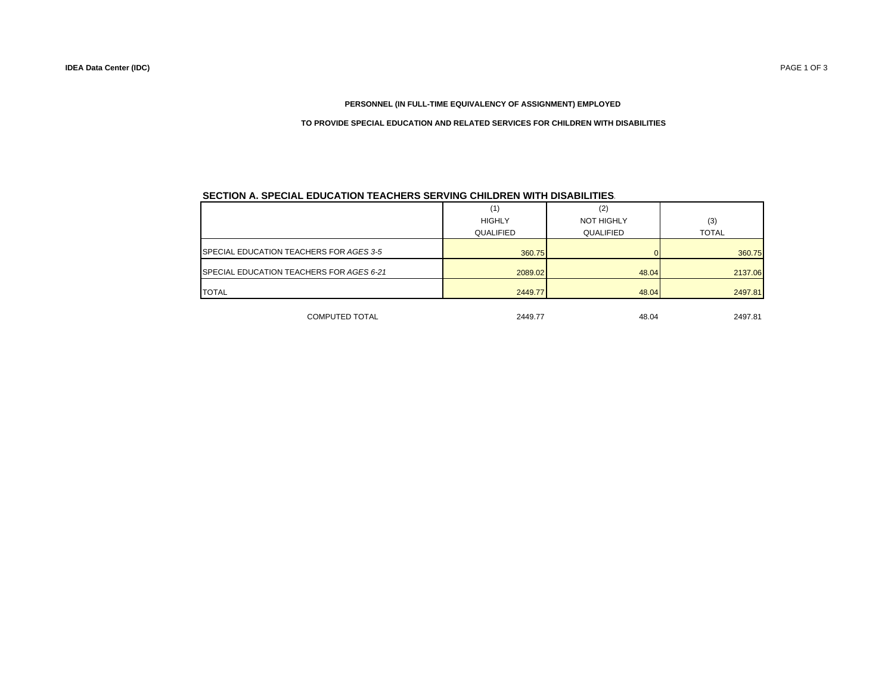**PERSONNEL (IN FULL-TIME EQUIVALENCY OF ASSIGNMENT) EMPLOYED**

**TO PROVIDE SPECIAL EDUCATION AND RELATED SERVICES FOR CHILDREN WITH DISABILITIES**

## SECTION A. SPECIAL EDUCATION TEACHERS SERVING CHILDREN WITH DISABILITIES.

| | (1) HIGHLY QUALIFIED | (2) NOT HIGHLY QUALIFIED | (3) TOTAL |
|---|---|---|---|
| SPECIAL EDUCATION TEACHERS FOR *AGES 3-5* | 360.75 | 0 | 360.75 |
| SPECIAL EDUCATION TEACHERS FOR *AGES 6-21* | 2089.02 | 48.04 | 2137.06 |
| TOTAL | 2449.77 | 48.04 | 2497.81 |
| COMPUTED TOTAL | 2449.77 | 48.04 | 2497.81 |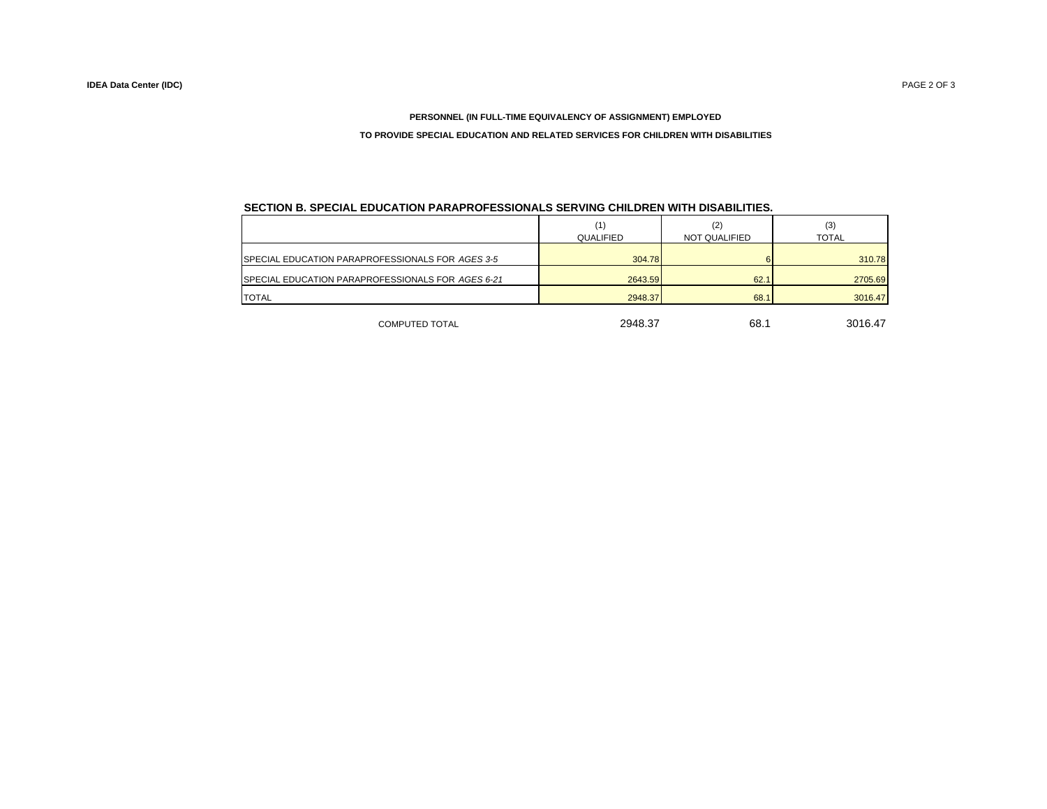**PERSONNEL (IN FULL-TIME EQUIVALENCY OF ASSIGNMENT) EMPLOYED**

**TO PROVIDE SPECIAL EDUCATION AND RELATED SERVICES FOR CHILDREN WITH DISABILITIES**

### SECTION B. SPECIAL EDUCATION PARAPROFESSIONALS SERVING CHILDREN WITH DISABILITIES.

| | (1) QUALIFIED | (2) NOT QUALIFIED | (3) TOTAL |
|---|---|---|---|
| SPECIAL EDUCATION PARAPROFESSIONALS FOR *AGES 3-5* | 304.78 | 6 | 310.78 |
| SPECIAL EDUCATION PARAPROFESSIONALS FOR *AGES 6-21* | 2643.59 | 62.1 | 2705.69 |
| TOTAL | 2948.37 | 68.1 | 3016.47 |
| COMPUTED TOTAL | 2948.37 | 68.1 | 3016.47 |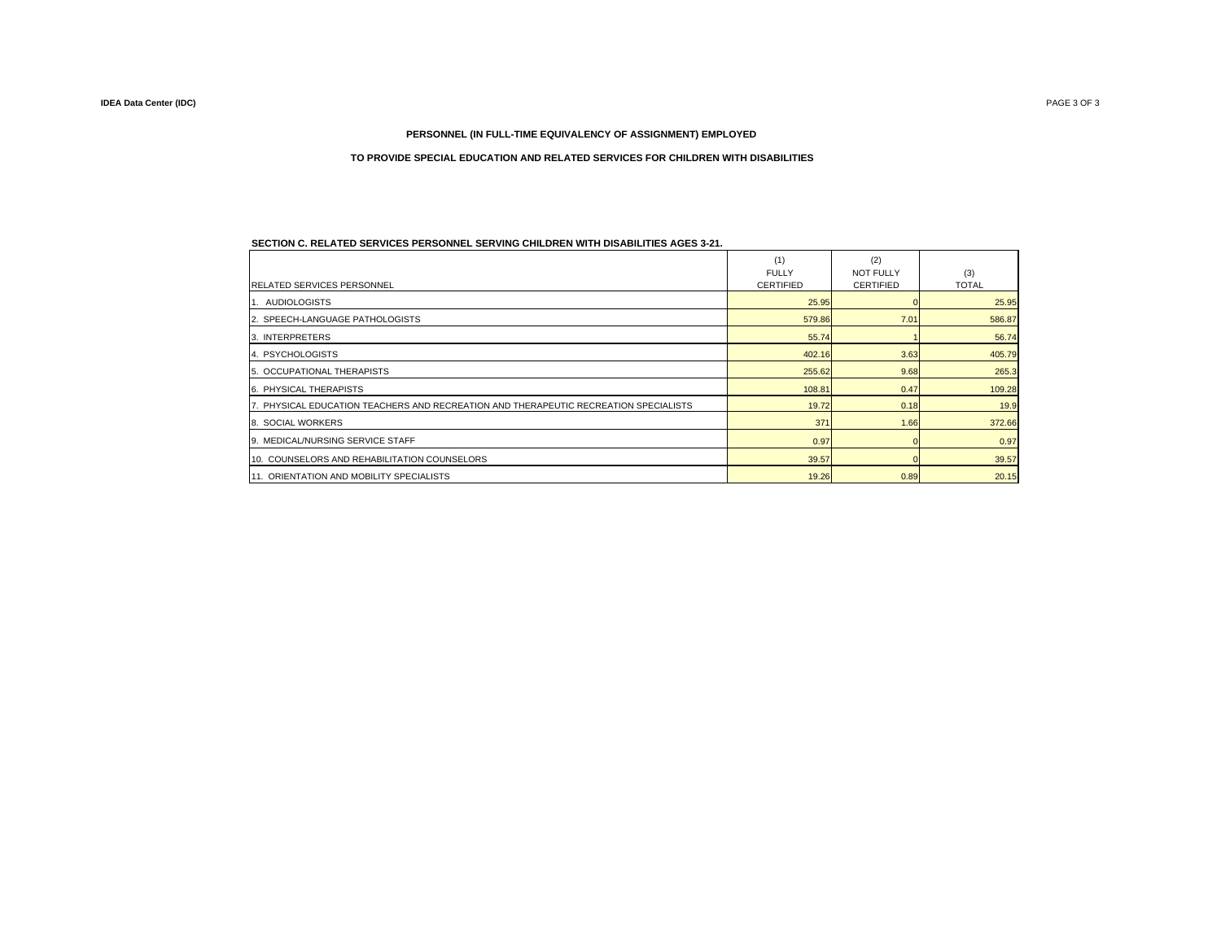IDEA Data Center (IDC)

# PERSONNEL (IN FULL-TIME EQUIVALENCY OF ASSIGNMENT) EMPLOYED

# TO PROVIDE SPECIAL EDUCATION AND RELATED SERVICES FOR CHILDREN WITH DISABILITIES

## SECTION C. RELATED SERVICES PERSONNEL SERVING CHILDREN WITH DISABILITIES AGES 3-21.

| RELATED SERVICES PERSONNEL | (1) FULLY CERTIFIED | (2) NOT FULLY CERTIFIED | (3) TOTAL |
|---|---|---|---|
| 1. AUDIOLOGISTS | 25.95 | 0 | 25.95 |
| 2. SPEECH-LANGUAGE PATHOLOGISTS | 579.86 | 7.01 | 586.87 |
| 3. INTERPRETERS | 55.74 | 1 | 56.74 |
| 4. PSYCHOLOGISTS | 402.16 | 3.63 | 405.79 |
| 5. OCCUPATIONAL THERAPISTS | 255.62 | 9.68 | 265.3 |
| 6. PHYSICAL THERAPISTS | 108.81 | 0.47 | 109.28 |
| 7. PHYSICAL EDUCATION TEACHERS AND RECREATION AND THERAPEUTIC RECREATION SPECIALISTS | 19.72 | 0.18 | 19.9 |
| 8. SOCIAL WORKERS | 371 | 1.66 | 372.66 |
| 9. MEDICAL/NURSING SERVICE STAFF | 0.97 | 0 | 0.97 |
| 10. COUNSELORS AND REHABILITATION COUNSELORS | 39.57 | 0 | 39.57 |
| 11. ORIENTATION AND MOBILITY SPECIALISTS | 19.26 | 0.89 | 20.15 |